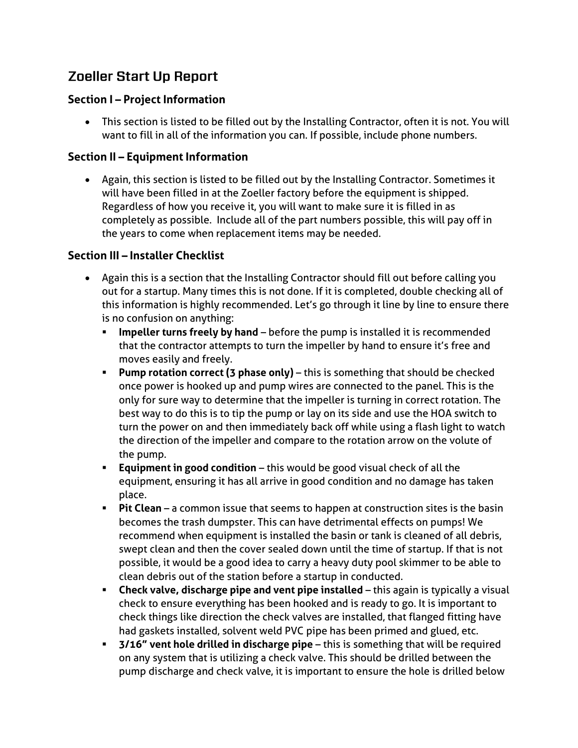# Zoeller Start Up Report

## Section I – Project Information

- This section is listed to be filled out by the Installing Contractor, often it is not. You will want to fill in all of the information you can. If possible, include phone numbers.

## Section II – Equipment Information

- Again, this section is listed to be filled out by the Installing Contractor. Sometimes it will have been filled in at the Zoeller factory before the equipment is shipped. Regardless of how you receive it, you will want to make sure it is filled in as completely as possible. Include all of the part numbers possible, this will pay off in the years to come when replacement items may be needed.

## Section III – Installer Checklist

- Again this is a section that the Installing Contractor should fill out before calling you out for a startup. Many times this is not done. If it is completed, double checking all of this information is highly recommended. Let's go through it line by line to ensure there is no confusion on anything:
  - **Impeller turns freely by hand** – before the pump is installed it is recommended that the contractor attempts to turn the impeller by hand to ensure it's free and moves easily and freely.
  - **Pump rotation correct (3 phase only)** – this is something that should be checked once power is hooked up and pump wires are connected to the panel. This is the only for sure way to determine that the impeller is turning in correct rotation. The best way to do this is to tip the pump or lay on its side and use the HOA switch to turn the power on and then immediately back off while using a flash light to watch the direction of the impeller and compare to the rotation arrow on the volute of the pump.
  - **Equipment in good condition** – this would be good visual check of all the equipment, ensuring it has all arrive in good condition and no damage has taken place.
  - **Pit Clean** – a common issue that seems to happen at construction sites is the basin becomes the trash dumpster. This can have detrimental effects on pumps! We recommend when equipment is installed the basin or tank is cleaned of all debris, swept clean and then the cover sealed down until the time of startup. If that is not possible, it would be a good idea to carry a heavy duty pool skimmer to be able to clean debris out of the station before a startup in conducted.
  - **Check valve, discharge pipe and vent pipe installed** – this again is typically a visual check to ensure everything has been hooked and is ready to go. It is important to check things like direction the check valves are installed, that flanged fitting have had gaskets installed, solvent weld PVC pipe has been primed and glued, etc.
  - **3/16" vent hole drilled in discharge pipe** – this is something that will be required on any system that is utilizing a check valve. This should be drilled between the pump discharge and check valve, it is important to ensure the hole is drilled below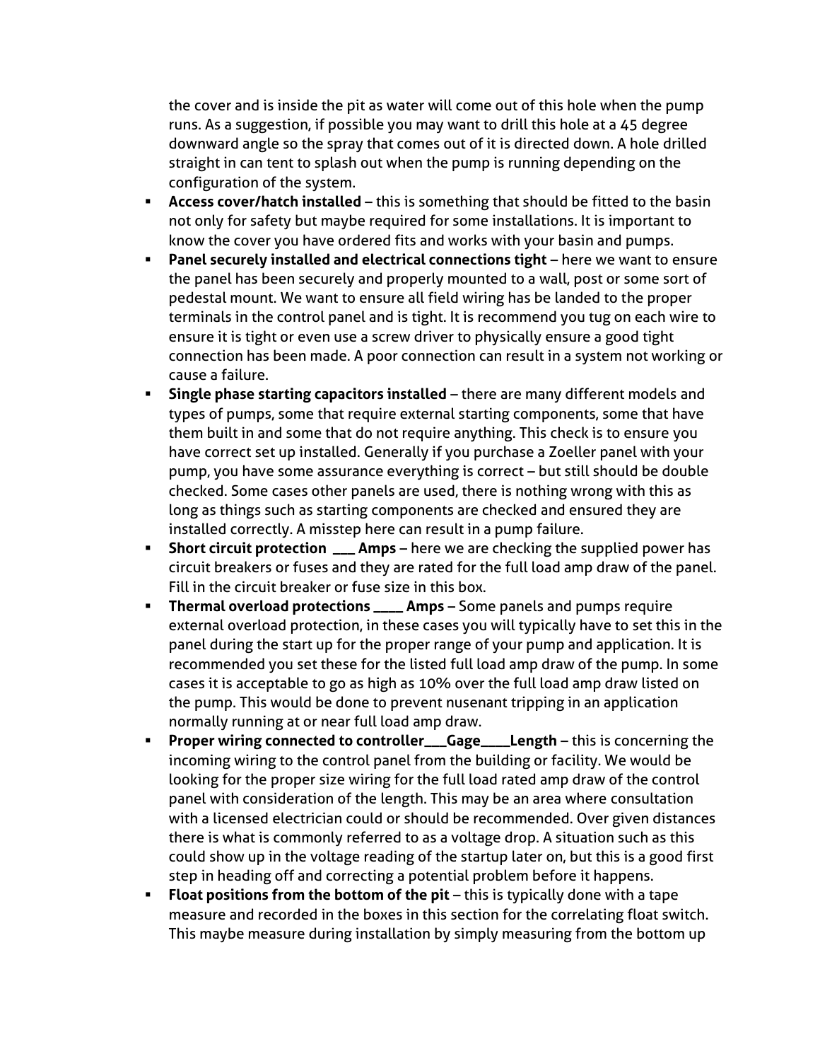the cover and is inside the pit as water will come out of this hole when the pump runs. As a suggestion, if possible you may want to drill this hole at a 45 degree downward angle so the spray that comes out of it is directed down. A hole drilled straight in can tent to splash out when the pump is running depending on the configuration of the system.

- **Access cover/hatch installed** – this is something that should be fitted to the basin not only for safety but maybe required for some installations. It is important to know the cover you have ordered fits and works with your basin and pumps.
- **Panel securely installed and electrical connections tight** – here we want to ensure the panel has been securely and properly mounted to a wall, post or some sort of pedestal mount. We want to ensure all field wiring has be landed to the proper terminals in the control panel and is tight. It is recommend you tug on each wire to ensure it is tight or even use a screw driver to physically ensure a good tight connection has been made. A poor connection can result in a system not working or cause a failure.
- **Single phase starting capacitors installed** – there are many different models and types of pumps, some that require external starting components, some that have them built in and some that do not require anything. This check is to ensure you have correct set up installed. Generally if you purchase a Zoeller panel with your pump, you have some assurance everything is correct – but still should be double checked. Some cases other panels are used, there is nothing wrong with this as long as things such as starting components are checked and ensured they are installed correctly. A misstep here can result in a pump failure.
- **Short circuit protection \_\_\_ Amps** – here we are checking the supplied power has circuit breakers or fuses and they are rated for the full load amp draw of the panel. Fill in the circuit breaker or fuse size in this box.
- **Thermal overload protections \_\_\_\_ Amps** – Some panels and pumps require external overload protection, in these cases you will typically have to set this in the panel during the start up for the proper range of your pump and application. It is recommended you set these for the listed full load amp draw of the pump. In some cases it is acceptable to go as high as 10% over the full load amp draw listed on the pump. This would be done to prevent nusenant tripping in an application normally running at or near full load amp draw.
- **Proper wiring connected to controller\_\_\_Gage\_\_\_\_Length** – this is concerning the incoming wiring to the control panel from the building or facility. We would be looking for the proper size wiring for the full load rated amp draw of the control panel with consideration of the length. This may be an area where consultation with a licensed electrician could or should be recommended. Over given distances there is what is commonly referred to as a voltage drop. A situation such as this could show up in the voltage reading of the startup later on, but this is a good first step in heading off and correcting a potential problem before it happens.
- **Float positions from the bottom of the pit** – this is typically done with a tape measure and recorded in the boxes in this section for the correlating float switch. This maybe measure during installation by simply measuring from the bottom up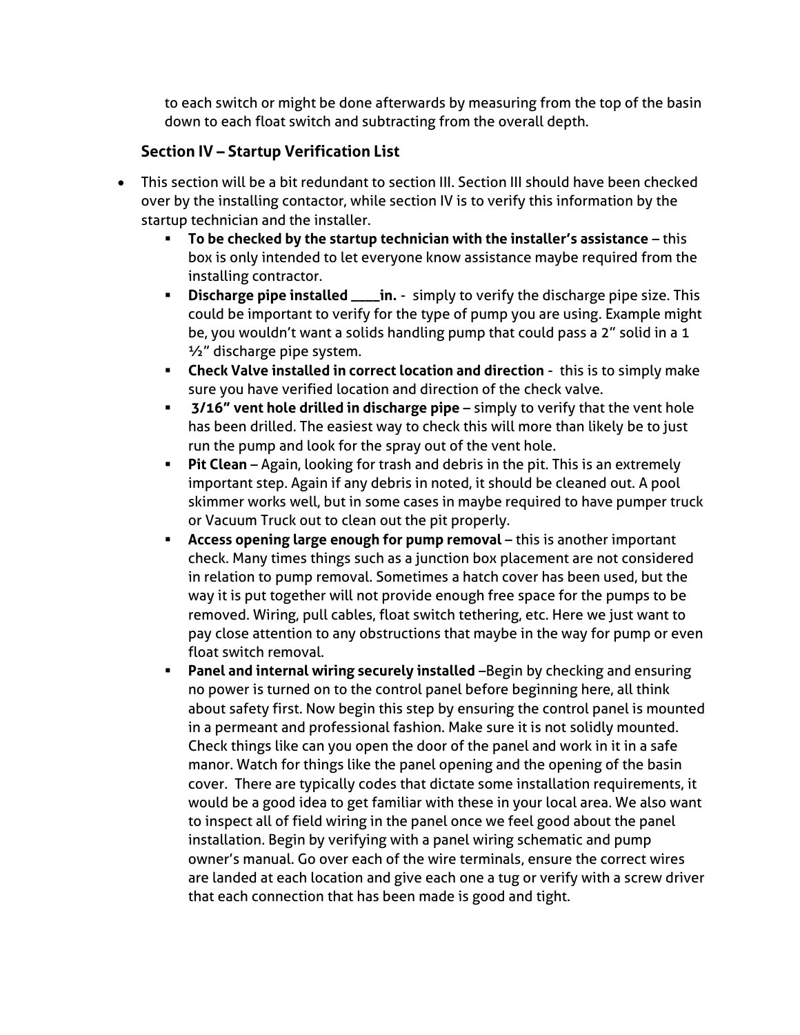to each switch or might be done afterwards by measuring from the top of the basin down to each float switch and subtracting from the overall depth.

### Section IV – Startup Verification List

- This section will be a bit redundant to section III. Section III should have been checked over by the installing contactor, while section IV is to verify this information by the startup technician and the installer.
  - **To be checked by the startup technician with the installer's assistance** – this box is only intended to let everyone know assistance maybe required from the installing contractor.
  - **Discharge pipe installed \_\_\_\_in.** - simply to verify the discharge pipe size. This could be important to verify for the type of pump you are using. Example might be, you wouldn't want a solids handling pump that could pass a 2" solid in a 1 ½" discharge pipe system.
  - **Check Valve installed in correct location and direction** - this is to simply make sure you have verified location and direction of the check valve.
  - **3/16" vent hole drilled in discharge pipe** – simply to verify that the vent hole has been drilled. The easiest way to check this will more than likely be to just run the pump and look for the spray out of the vent hole.
  - **Pit Clean** – Again, looking for trash and debris in the pit. This is an extremely important step. Again if any debris in noted, it should be cleaned out. A pool skimmer works well, but in some cases in maybe required to have pumper truck or Vacuum Truck out to clean out the pit properly.
  - **Access opening large enough for pump removal** – this is another important check. Many times things such as a junction box placement are not considered in relation to pump removal. Sometimes a hatch cover has been used, but the way it is put together will not provide enough free space for the pumps to be removed. Wiring, pull cables, float switch tethering, etc. Here we just want to pay close attention to any obstructions that maybe in the way for pump or even float switch removal.
  - **Panel and internal wiring securely installed** –Begin by checking and ensuring no power is turned on to the control panel before beginning here, all think about safety first. Now begin this step by ensuring the control panel is mounted in a permeant and professional fashion. Make sure it is not solidly mounted. Check things like can you open the door of the panel and work in it in a safe manor. Watch for things like the panel opening and the opening of the basin cover. There are typically codes that dictate some installation requirements, it would be a good idea to get familiar with these in your local area. We also want to inspect all of field wiring in the panel once we feel good about the panel installation. Begin by verifying with a panel wiring schematic and pump owner's manual. Go over each of the wire terminals, ensure the correct wires are landed at each location and give each one a tug or verify with a screw driver that each connection that has been made is good and tight.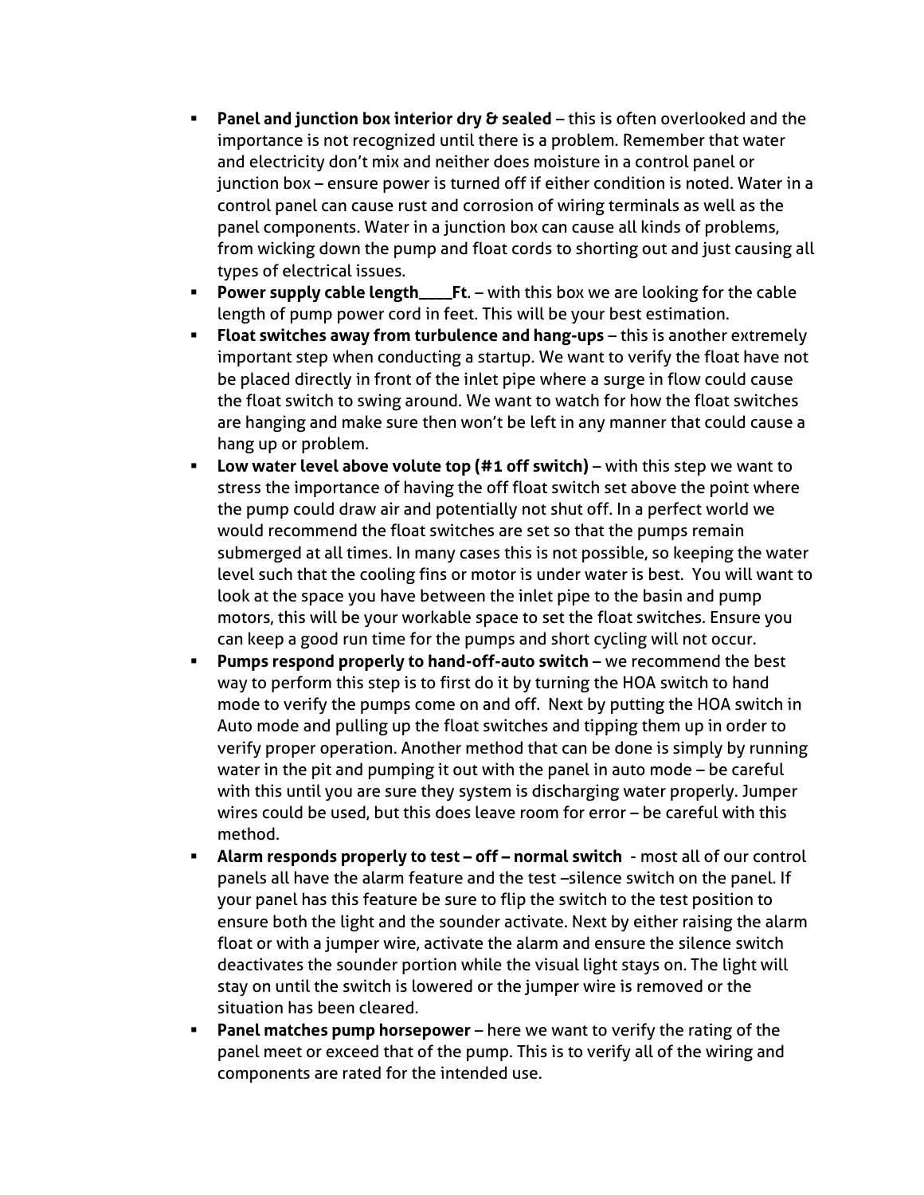- **Panel and junction box interior dry & sealed** – this is often overlooked and the importance is not recognized until there is a problem. Remember that water and electricity don't mix and neither does moisture in a control panel or junction box – ensure power is turned off if either condition is noted. Water in a control panel can cause rust and corrosion of wiring terminals as well as the panel components. Water in a junction box can cause all kinds of problems, from wicking down the pump and float cords to shorting out and just causing all types of electrical issues.
- **Power supply cable length____Ft**. – with this box we are looking for the cable length of pump power cord in feet. This will be your best estimation.
- **Float switches away from turbulence and hang-ups** – this is another extremely important step when conducting a startup. We want to verify the float have not be placed directly in front of the inlet pipe where a surge in flow could cause the float switch to swing around. We want to watch for how the float switches are hanging and make sure then won't be left in any manner that could cause a hang up or problem.
- **Low water level above volute top (#1 off switch)** – with this step we want to stress the importance of having the off float switch set above the point where the pump could draw air and potentially not shut off. In a perfect world we would recommend the float switches are set so that the pumps remain submerged at all times. In many cases this is not possible, so keeping the water level such that the cooling fins or motor is under water is best. You will want to look at the space you have between the inlet pipe to the basin and pump motors, this will be your workable space to set the float switches. Ensure you can keep a good run time for the pumps and short cycling will not occur.
- **Pumps respond properly to hand-off-auto switch** – we recommend the best way to perform this step is to first do it by turning the HOA switch to hand mode to verify the pumps come on and off. Next by putting the HOA switch in Auto mode and pulling up the float switches and tipping them up in order to verify proper operation. Another method that can be done is simply by running water in the pit and pumping it out with the panel in auto mode – be careful with this until you are sure they system is discharging water properly. Jumper wires could be used, but this does leave room for error – be careful with this method.
- **Alarm responds properly to test – off – normal switch** - most all of our control panels all have the alarm feature and the test –silence switch on the panel. If your panel has this feature be sure to flip the switch to the test position to ensure both the light and the sounder activate. Next by either raising the alarm float or with a jumper wire, activate the alarm and ensure the silence switch deactivates the sounder portion while the visual light stays on. The light will stay on until the switch is lowered or the jumper wire is removed or the situation has been cleared.
- **Panel matches pump horsepower** – here we want to verify the rating of the panel meet or exceed that of the pump. This is to verify all of the wiring and components are rated for the intended use.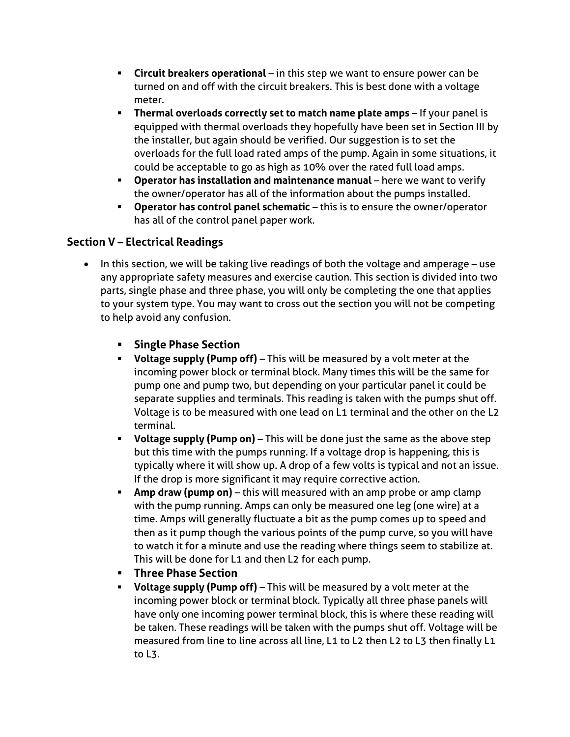- **Circuit breakers operational** – in this step we want to ensure power can be turned on and off with the circuit breakers. This is best done with a voltage meter.
- **Thermal overloads correctly set to match name plate amps** – If your panel is equipped with thermal overloads they hopefully have been set in Section III by the installer, but again should be verified. Our suggestion is to set the overloads for the full load rated amps of the pump. Again in some situations, it could be acceptable to go as high as 10% over the rated full load amps.
- **Operator has installation and maintenance manual** – here we want to verify the owner/operator has all of the information about the pumps installed.
- **Operator has control panel schematic** – this is to ensure the owner/operator has all of the control panel paper work.

## Section V – Electrical Readings

- In this section, we will be taking live readings of both the voltage and amperage – use any appropriate safety measures and exercise caution. This section is divided into two parts, single phase and three phase, you will only be completing the one that applies to your system type. You may want to cross out the section you will not be competing to help avoid any confusion.

  - **Single Phase Section**
  - **Voltage supply (Pump off)** – This will be measured by a volt meter at the incoming power block or terminal block. Many times this will be the same for pump one and pump two, but depending on your particular panel it could be separate supplies and terminals. This reading is taken with the pumps shut off. Voltage is to be measured with one lead on L1 terminal and the other on the L2 terminal.
  - **Voltage supply (Pump on)** – This will be done just the same as the above step but this time with the pumps running. If a voltage drop is happening, this is typically where it will show up. A drop of a few volts is typical and not an issue. If the drop is more significant it may require corrective action.
  - **Amp draw (pump on)** – this will measured with an amp probe or amp clamp with the pump running. Amps can only be measured one leg (one wire) at a time. Amps will generally fluctuate a bit as the pump comes up to speed and then as it pump though the various points of the pump curve, so you will have to watch it for a minute and use the reading where things seem to stabilize at. This will be done for L1 and then L2 for each pump.
  - **Three Phase Section**
  - **Voltage supply (Pump off)** – This will be measured by a volt meter at the incoming power block or terminal block. Typically all three phase panels will have only one incoming power terminal block, this is where these reading will be taken. These readings will be taken with the pumps shut off. Voltage will be measured from line to line across all line, L1 to L2 then L2 to L3 then finally L1 to L3.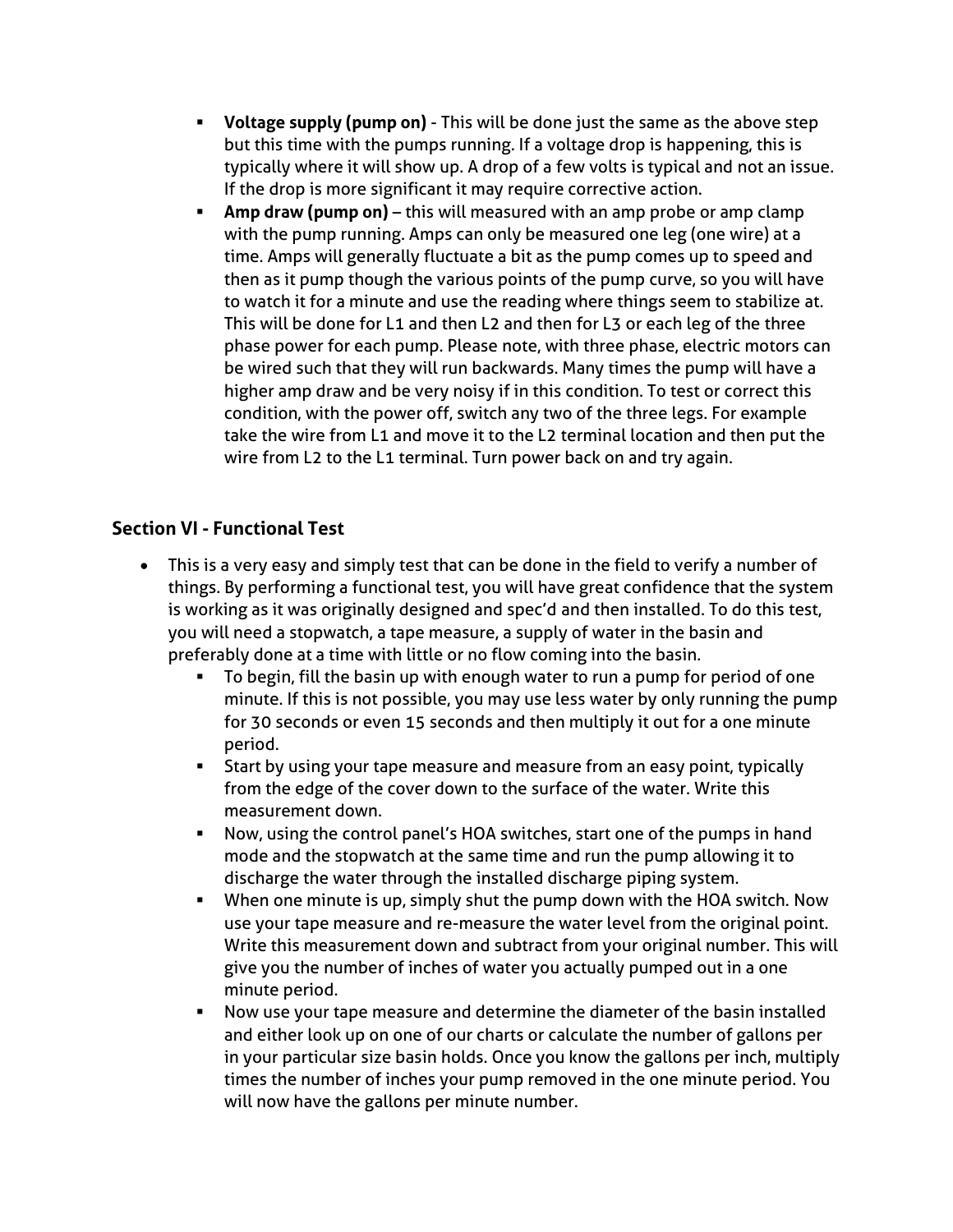- **Voltage supply (pump on)** - This will be done just the same as the above step but this time with the pumps running. If a voltage drop is happening, this is typically where it will show up. A drop of a few volts is typical and not an issue. If the drop is more significant it may require corrective action.
- **Amp draw (pump on)** – this will measured with an amp probe or amp clamp with the pump running. Amps can only be measured one leg (one wire) at a time. Amps will generally fluctuate a bit as the pump comes up to speed and then as it pump though the various points of the pump curve, so you will have to watch it for a minute and use the reading where things seem to stabilize at. This will be done for L1 and then L2 and then for L3 or each leg of the three phase power for each pump. Please note, with three phase, electric motors can be wired such that they will run backwards. Many times the pump will have a higher amp draw and be very noisy if in this condition. To test or correct this condition, with the power off, switch any two of the three legs. For example take the wire from L1 and move it to the L2 terminal location and then put the wire from L2 to the L1 terminal. Turn power back on and try again.

## Section VI - Functional Test

- This is a very easy and simply test that can be done in the field to verify a number of things. By performing a functional test, you will have great confidence that the system is working as it was originally designed and spec'd and then installed. To do this test, you will need a stopwatch, a tape measure, a supply of water in the basin and preferably done at a time with little or no flow coming into the basin.
    - To begin, fill the basin up with enough water to run a pump for period of one minute. If this is not possible, you may use less water by only running the pump for 30 seconds or even 15 seconds and then multiply it out for a one minute period.
    - Start by using your tape measure and measure from an easy point, typically from the edge of the cover down to the surface of the water. Write this measurement down.
    - Now, using the control panel's HOA switches, start one of the pumps in hand mode and the stopwatch at the same time and run the pump allowing it to discharge the water through the installed discharge piping system.
    - When one minute is up, simply shut the pump down with the HOA switch. Now use your tape measure and re-measure the water level from the original point. Write this measurement down and subtract from your original number. This will give you the number of inches of water you actually pumped out in a one minute period.
    - Now use your tape measure and determine the diameter of the basin installed and either look up on one of our charts or calculate the number of gallons per in your particular size basin holds. Once you know the gallons per inch, multiply times the number of inches your pump removed in the one minute period. You will now have the gallons per minute number.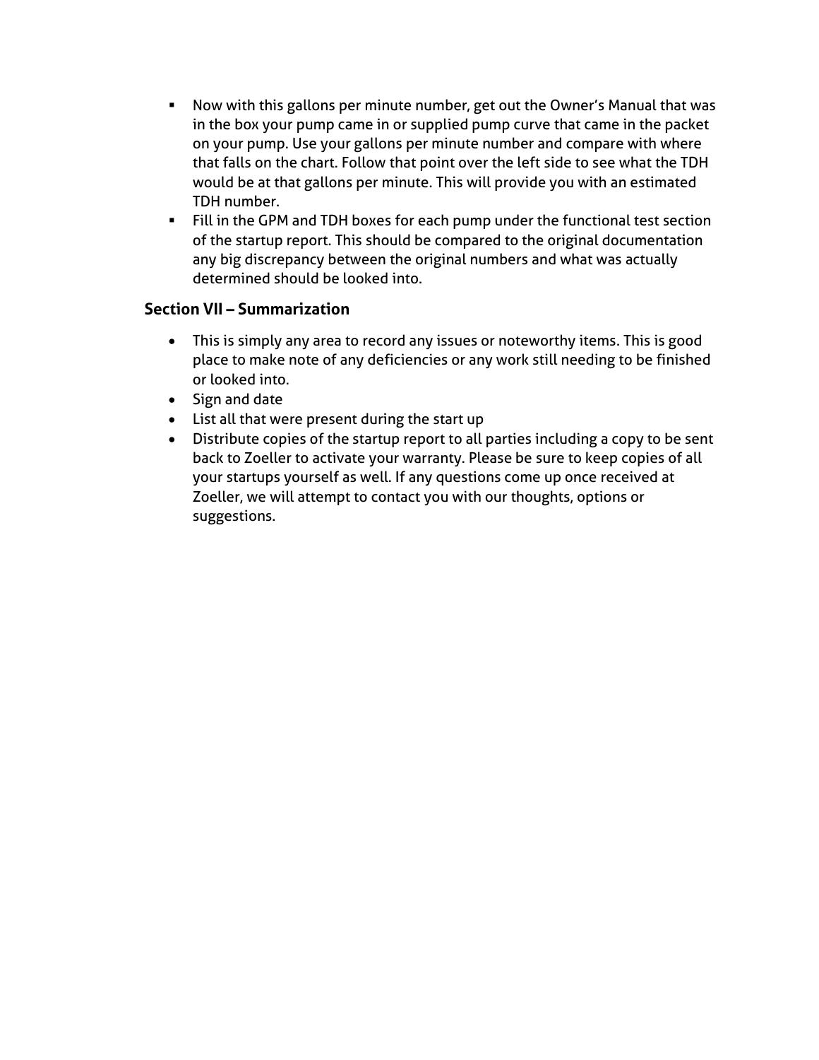- Now with this gallons per minute number, get out the Owner's Manual that was in the box your pump came in or supplied pump curve that came in the packet on your pump. Use your gallons per minute number and compare with where that falls on the chart. Follow that point over the left side to see what the TDH would be at that gallons per minute. This will provide you with an estimated TDH number.
- Fill in the GPM and TDH boxes for each pump under the functional test section of the startup report. This should be compared to the original documentation any big discrepancy between the original numbers and what was actually determined should be looked into.

### Section VII – Summarization

- This is simply any area to record any issues or noteworthy items. This is good place to make note of any deficiencies or any work still needing to be finished or looked into.
- Sign and date
- List all that were present during the start up
- Distribute copies of the startup report to all parties including a copy to be sent back to Zoeller to activate your warranty. Please be sure to keep copies of all your startups yourself as well. If any questions come up once received at Zoeller, we will attempt to contact you with our thoughts, options or suggestions.